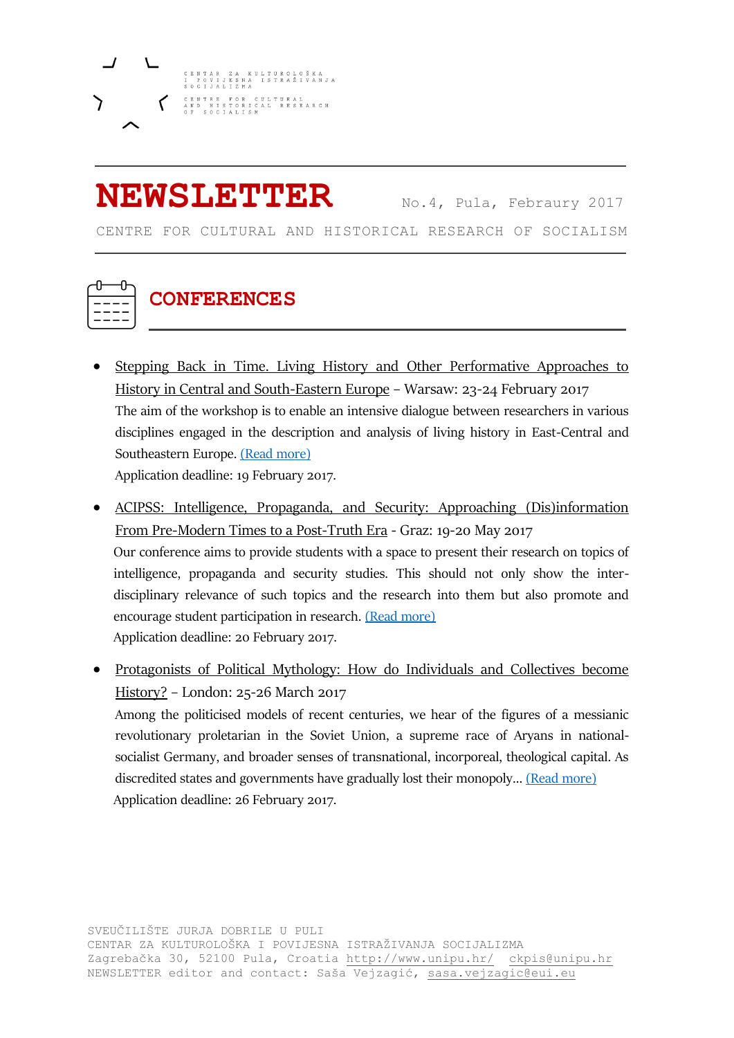CENTAR ZA KULTUROLOŠKA I POVIJESNA ISTRAŽIVANJA SOCIJALIZMA

CENTRE FOR CULTURAL AND HISTORICAL RESEARCH OF SOCIALISM

# NEWSLETTER

No.4, Pula, Febraury 2017

CENTRE FOR CULTURAL AND HISTORICAL RESEARCH OF SOCIALISM

## CONFERENCES

- Stepping Back in Time. Living History and Other Performative Approaches to History in Central and South-Eastern Europe – Warsaw: 23-24 February 2017
  The aim of the workshop is to enable an intensive dialogue between researchers in various disciplines engaged in the description and analysis of living history in East-Central and Southeastern Europe. (Read more)
  Application deadline: 19 February 2017.

- ACIPSS: Intelligence, Propaganda, and Security: Approaching (Dis)information From Pre-Modern Times to a Post-Truth Era - Graz: 19-20 May 2017
  Our conference aims to provide students with a space to present their research on topics of intelligence, propaganda and security studies. This should not only show the inter-disciplinary relevance of such topics and the research into them but also promote and encourage student participation in research. (Read more)
  Application deadline: 20 February 2017.

- Protagonists of Political Mythology: How do Individuals and Collectives become History? – London: 25-26 March 2017
  Among the politicised models of recent centuries, we hear of the figures of a messianic revolutionary proletarian in the Soviet Union, a supreme race of Aryans in national-socialist Germany, and broader senses of transnational, incorporeal, theological capital. As discredited states and governments have gradually lost their monopoly… (Read more)
  Application deadline: 26 February 2017.

SVEUČILIŠTE JURJA DOBRILE U PULI
CENTAR ZA KULTUROLOŠKA I POVIJESNA ISTRAŽIVANJA SOCIJALIZMA
Zagrebačka 30, 52100 Pula, Croatia http://www.unipu.hr/ ckpis@unipu.hr
NEWSLETTER editor and contact: Saša Vejzagić, sasa.vejzagic@eui.eu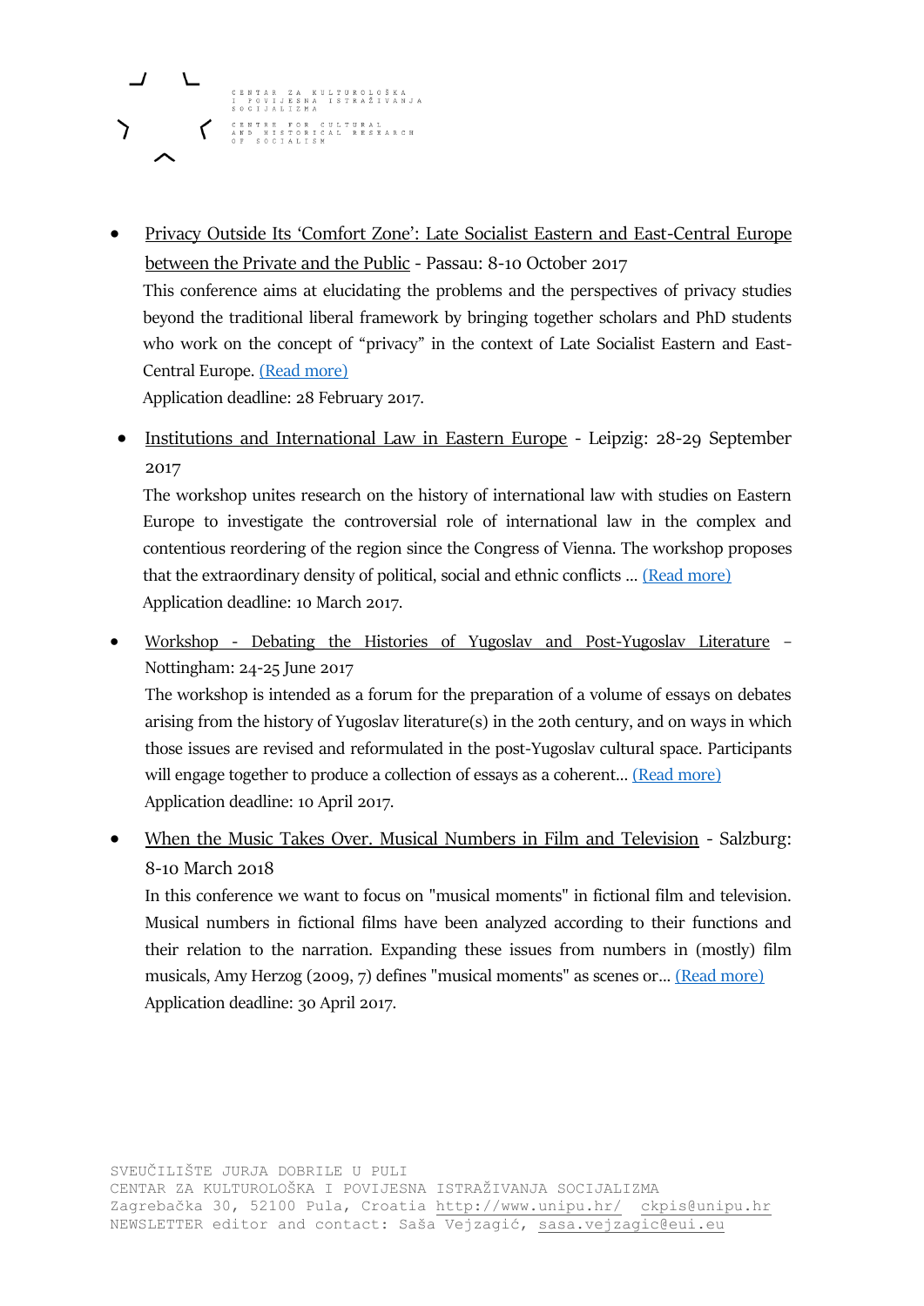- Privacy Outside Its 'Comfort Zone': Late Socialist Eastern and East-Central Europe between the Private and the Public - Passau: 8-10 October 2017
  This conference aims at elucidating the problems and the perspectives of privacy studies beyond the traditional liberal framework by bringing together scholars and PhD students who work on the concept of "privacy" in the context of Late Socialist Eastern and East-Central Europe. (Read more)
  Application deadline: 28 February 2017.

- Institutions and International Law in Eastern Europe - Leipzig: 28-29 September 2017
  The workshop unites research on the history of international law with studies on Eastern Europe to investigate the controversial role of international law in the complex and contentious reordering of the region since the Congress of Vienna. The workshop proposes that the extraordinary density of political, social and ethnic conflicts ... (Read more)
  Application deadline: 10 March 2017.

- Workshop - Debating the Histories of Yugoslav and Post-Yugoslav Literature – Nottingham: 24-25 June 2017
  The workshop is intended as a forum for the preparation of a volume of essays on debates arising from the history of Yugoslav literature(s) in the 20th century, and on ways in which those issues are revised and reformulated in the post-Yugoslav cultural space. Participants will engage together to produce a collection of essays as a coherent... (Read more)
  Application deadline: 10 April 2017.

- When the Music Takes Over. Musical Numbers in Film and Television - Salzburg: 8-10 March 2018
  In this conference we want to focus on "musical moments" in fictional film and television. Musical numbers in fictional films have been analyzed according to their functions and their relation to the narration. Expanding these issues from numbers in (mostly) film musicals, Amy Herzog (2009, 7) defines "musical moments" as scenes or... (Read more)
  Application deadline: 30 April 2017.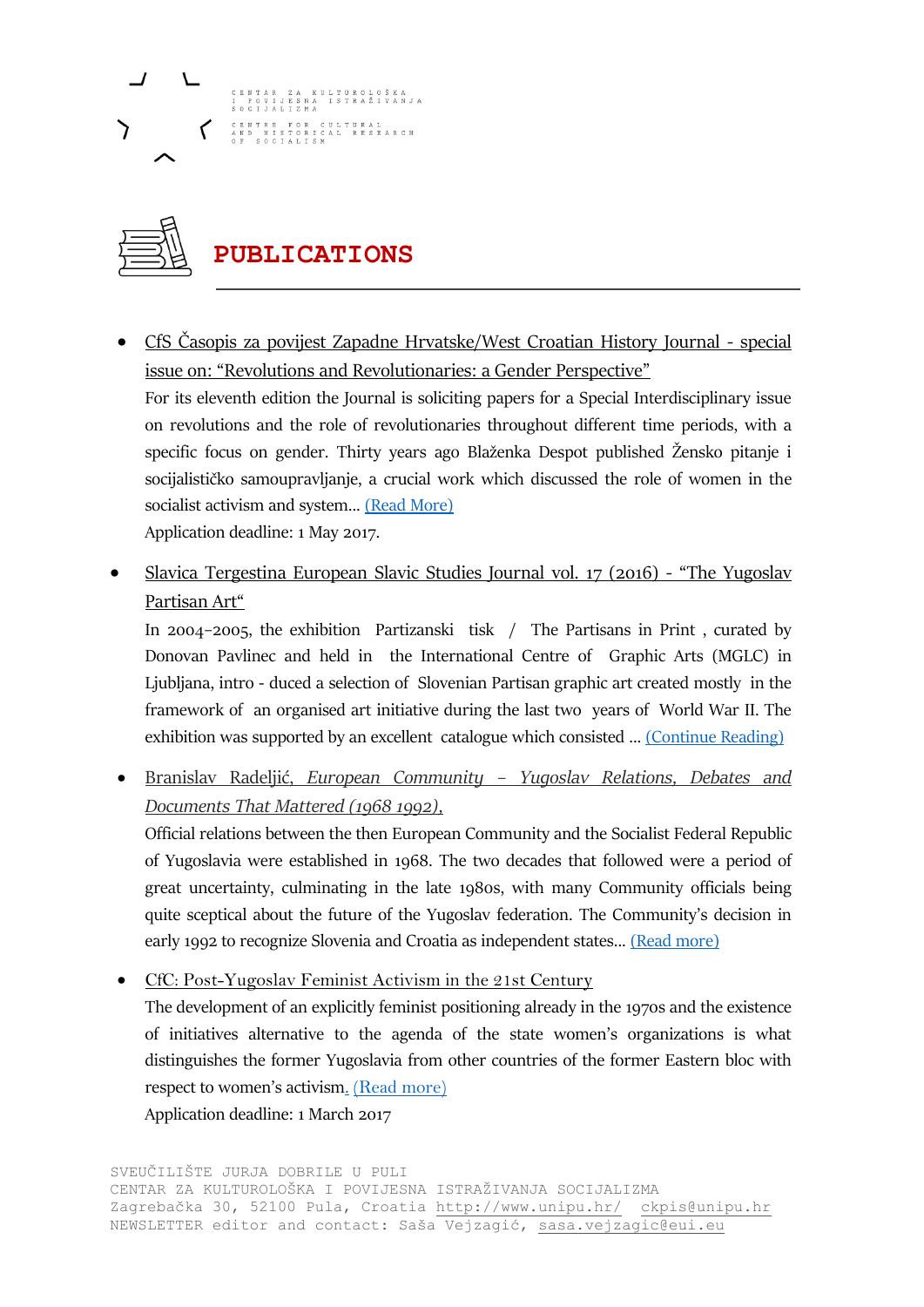CENTAR ZA KULTUROLOŠKA I POVIJESNA ISTRAŽIVANJA SOCIJALIZMA

CENTRE FOR CULTURAL AND HISTORICAL RESEARCH OF SOCIALISM

## PUBLICATIONS

- CfS Časopis za povijest Zapadne Hrvatske/West Croatian History Journal - special issue on: "Revolutions and Revolutionaries: a Gender Perspective"
  For its eleventh edition the Journal is soliciting papers for a Special Interdisciplinary issue on revolutions and the role of revolutionaries throughout different time periods, with a specific focus on gender. Thirty years ago Blaženka Despot published Žensko pitanje i socijalističko samoupravljanje, a crucial work which discussed the role of women in the socialist activism and system... (Read More)
  Application deadline: 1 May 2017.

- Slavica Tergestina European Slavic Studies Journal vol. 17 (2016) - "The Yugoslav Partisan Art"
  In 2004–2005, the exhibition Partizanski tisk / The Partisans in Print , curated by Donovan Pavlinec and held in the International Centre of Graphic Arts (MGLC) in Ljubljana, intro - duced a selection of Slovenian Partisan graphic art created mostly in the framework of an organised art initiative during the last two years of World War II. The exhibition was supported by an excellent catalogue which consisted ... (Continue Reading)

- Branislav Radeljić, *European Community - Yugoslav Relations, Debates and Documents That Mattered (1968 1992),*
  Official relations between the then European Community and the Socialist Federal Republic of Yugoslavia were established in 1968. The two decades that followed were a period of great uncertainty, culminating in the late 1980s, with many Community officials being quite sceptical about the future of the Yugoslav federation. The Community's decision in early 1992 to recognize Slovenia and Croatia as independent states... (Read more)

- CfC: Post-Yugoslav Feminist Activism in the 21st Century
  The development of an explicitly feminist positioning already in the 1970s and the existence of initiatives alternative to the agenda of the state women's organizations is what distinguishes the former Yugoslavia from other countries of the former Eastern bloc with respect to women's activism. (Read more)
  Application deadline: 1 March 2017

SVEUČILIŠTE JURJA DOBRILE U PULI
CENTAR ZA KULTUROLOŠKA I POVIJESNA ISTRAŽIVANJA SOCIJALIZMA
Zagrebačka 30, 52100 Pula, Croatia http://www.unipu.hr/ ckpis@unipu.hr
NEWSLETTER editor and contact: Saša Vejzagić, sasa.vejzagic@eui.eu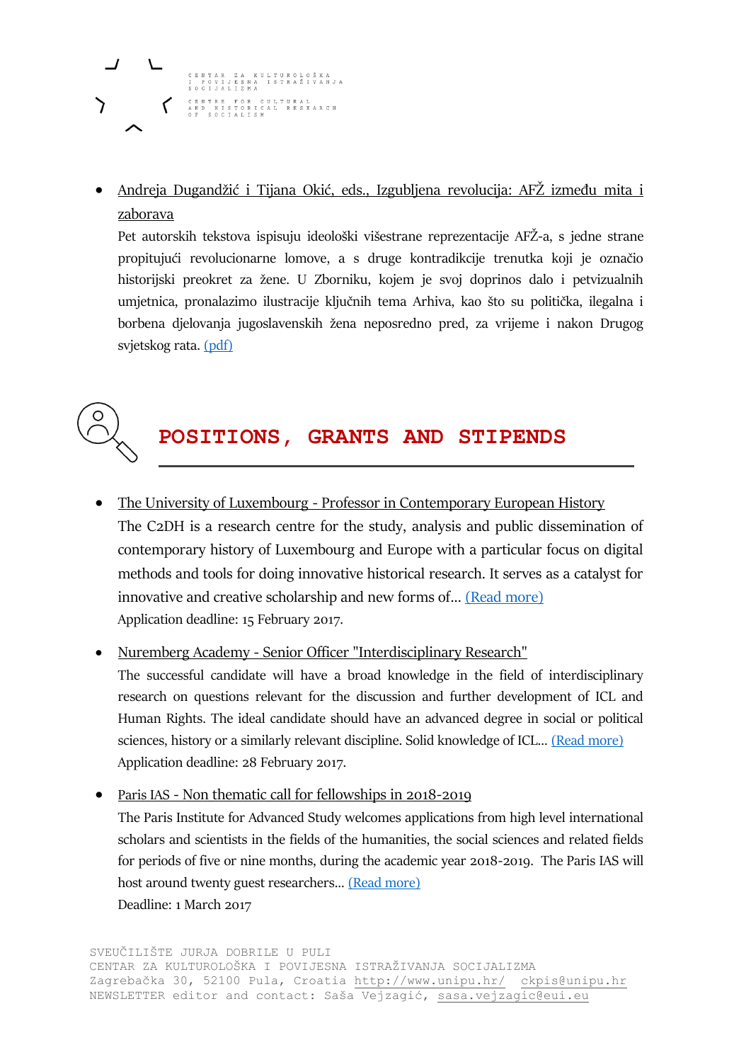- Andreja Dugandžić i Tijana Okić, eds., Izgubljena revolucija: AFŽ između mita i zaborava
  Pet autorskih tekstova ispisuju ideološki višestrane reprezentacije AFŽ-a, s jedne strane propitujući revolucionarne lomove, a s druge kontradikcije trenutka koji je označio historijski preokret za žene. U Zborniku, kojem je svoj doprinos dalo i petvizualnih umjetnica, pronalazimo ilustracije ključnih tema Arhiva, kao što su politička, ilegalna i borbena djelovanja jugoslavenskih žena neposredno pred, za vrijeme i nakon Drugog svjetskog rata. (pdf)

## POSITIONS, GRANTS AND STIPENDS

- The University of Luxembourg - Professor in Contemporary European History
  The C2DH is a research centre for the study, analysis and public dissemination of contemporary history of Luxembourg and Europe with a particular focus on digital methods and tools for doing innovative historical research. It serves as a catalyst for innovative and creative scholarship and new forms of… (Read more)
  Application deadline: 15 February 2017.

- Nuremberg Academy - Senior Officer "Interdisciplinary Research"
  The successful candidate will have a broad knowledge in the field of interdisciplinary research on questions relevant for the discussion and further development of ICL and Human Rights. The ideal candidate should have an advanced degree in social or political sciences, history or a similarly relevant discipline. Solid knowledge of ICL… (Read more)
  Application deadline: 28 February 2017.

- Paris IAS - Non thematic call for fellowships in 2018-2019
  The Paris Institute for Advanced Study welcomes applications from high level international scholars and scientists in the fields of the humanities, the social sciences and related fields for periods of five or nine months, during the academic year 2018-2019. The Paris IAS will host around twenty guest researchers… (Read more)
  Deadline: 1 March 2017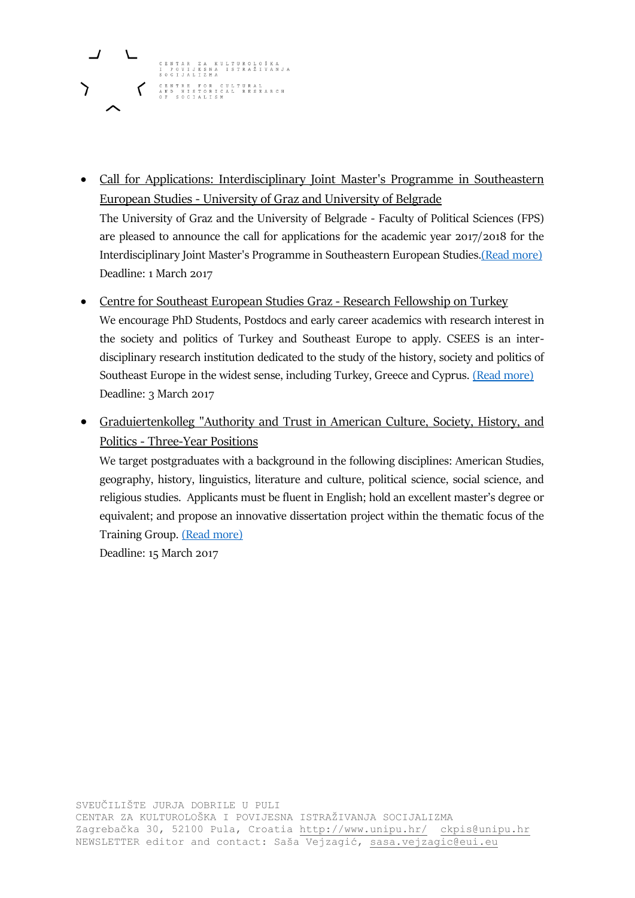- Call for Applications: Interdisciplinary Joint Master's Programme in Southeastern European Studies - University of Graz and University of Belgrade
  The University of Graz and the University of Belgrade - Faculty of Political Sciences (FPS) are pleased to announce the call for applications for the academic year 2017/2018 for the Interdisciplinary Joint Master's Programme in Southeastern European Studies.(Read more)
  Deadline: 1 March 2017

- Centre for Southeast European Studies Graz - Research Fellowship on Turkey
  We encourage PhD Students, Postdocs and early career academics with research interest in the society and politics of Turkey and Southeast Europe to apply. CSEES is an inter-disciplinary research institution dedicated to the study of the history, society and politics of Southeast Europe in the widest sense, including Turkey, Greece and Cyprus. (Read more)
  Deadline: 3 March 2017

- Graduiertenkolleg "Authority and Trust in American Culture, Society, History, and Politics - Three-Year Positions
  We target postgraduates with a background in the following disciplines: American Studies, geography, history, linguistics, literature and culture, political science, social science, and religious studies. Applicants must be fluent in English; hold an excellent master's degree or equivalent; and propose an innovative dissertation project within the thematic focus of the Training Group. (Read more)
  Deadline: 15 March 2017

SVEUČILIŠTE JURJA DOBRILE U PULI
CENTAR ZA KULTUROLOŠKA I POVIJESNA ISTRAŽIVANJA SOCIJALIZMA
Zagrebačka 30, 52100 Pula, Croatia http://www.unipu.hr/ ckpis@unipu.hr
NEWSLETTER editor and contact: Saša Vejzagić, sasa.vejzagic@eui.eu